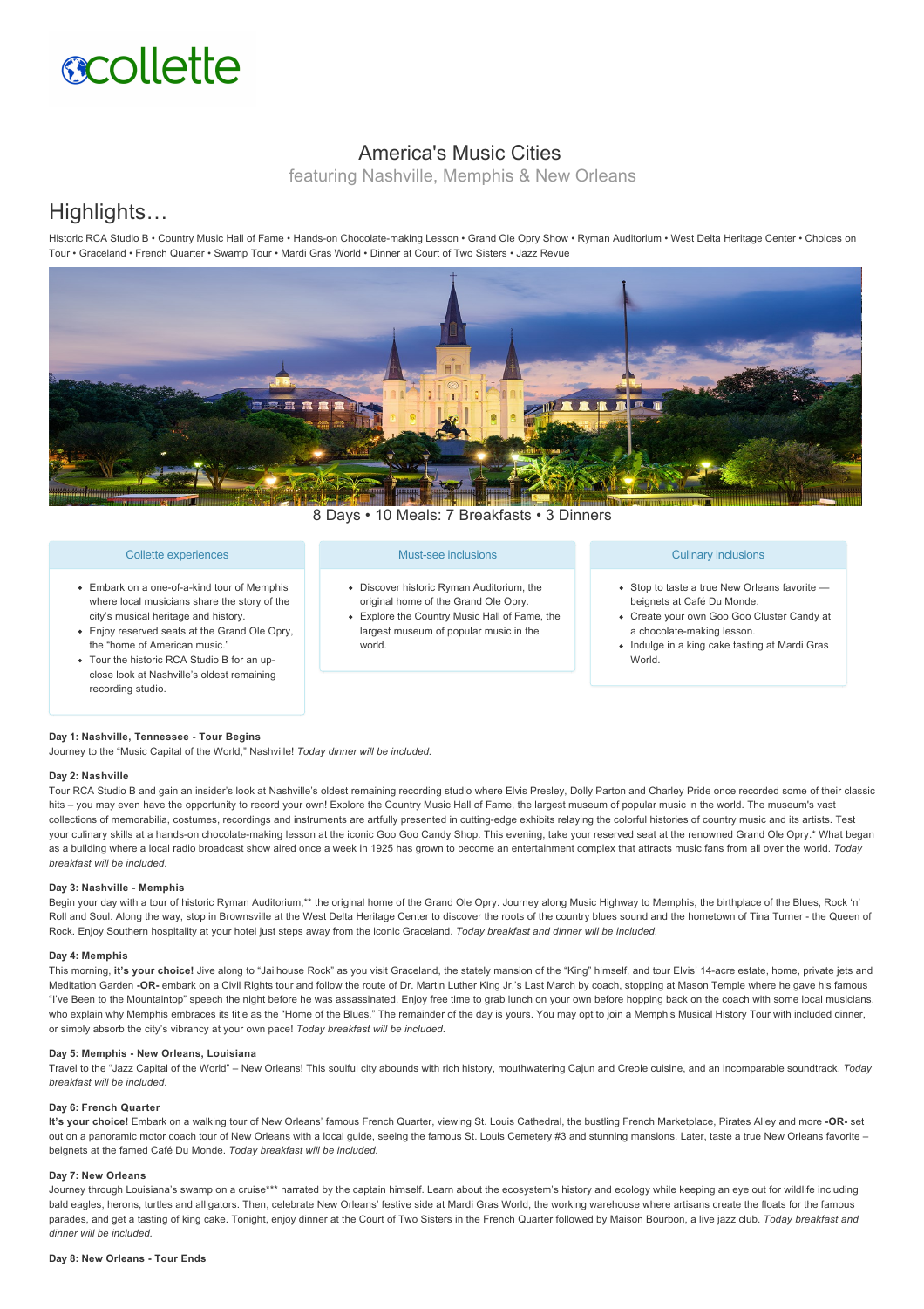collette

# America's Music Cities

featuring Nashville, Memphis & New Orleans

## Highlights…

Historic RCA Studio B • Country Music Hall of Fame • Hands-on Chocolate-making Lesson • Grand Ole Opry Show • Ryman Auditorium • West Delta Heritage Center • Choices on Tour • Graceland • French Quarter • Swamp Tour • Mardi Gras World • Dinner at Court of Two Sisters • Jazz Revue

8 Days • 10 Meals: 7 Breakfasts • 3 Dinners

### Collette experiences

- Embark on a one-of-a-kind tour of Memphis where local musicians share the story of the city's musical heritage and history.
- Enjoy reserved seats at the Grand Ole Opry, the "home of American music."
- Tour the historic RCA Studio B for an up-close look at Nashville's oldest remaining recording studio.

### Must-see inclusions

- Discover historic Ryman Auditorium, the original home of the Grand Ole Opry.
- Explore the Country Music Hall of Fame, the largest museum of popular music in the world.

### Culinary inclusions

- Stop to taste a true New Orleans favorite — beignets at Café Du Monde.
- Create your own Goo Goo Cluster Candy at a chocolate-making lesson.
- Indulge in a king cake tasting at Mardi Gras World.

**Day 1: Nashville, Tennessee - Tour Begins**

Journey to the "Music Capital of the World," Nashville! *Today dinner will be included.*

**Day 2: Nashville**

Tour RCA Studio B and gain an insider's look at Nashville's oldest remaining recording studio where Elvis Presley, Dolly Parton and Charley Pride once recorded some of their classic hits – you may even have the opportunity to record your own! Explore the Country Music Hall of Fame, the largest museum of popular music in the world. The museum's vast collections of memorabilia, costumes, recordings and instruments are artfully presented in cutting-edge exhibits relaying the colorful histories of country music and its artists. Test your culinary skills at a hands-on chocolate-making lesson at the iconic Goo Goo Candy Shop. This evening, take your reserved seat at the renowned Grand Ole Opry.* What began as a building where a local radio broadcast show aired once a week in 1925 has grown to become an entertainment complex that attracts music fans from all over the world. *Today breakfast will be included.*

**Day 3: Nashville - Memphis**

Begin your day with a tour of historic Ryman Auditorium,** the original home of the Grand Ole Opry. Journey along Music Highway to Memphis, the birthplace of the Blues, Rock 'n' Roll and Soul. Along the way, stop in Brownsville at the West Delta Heritage Center to discover the roots of the country blues sound and the hometown of Tina Turner - the Queen of Rock. Enjoy Southern hospitality at your hotel just steps away from the iconic Graceland. *Today breakfast and dinner will be included.*

**Day 4: Memphis**

This morning, **it's your choice!** Jive along to "Jailhouse Rock" as you visit Graceland, the stately mansion of the "King" himself, and tour Elvis' 14-acre estate, home, private jets and Meditation Garden **-OR-** embark on a Civil Rights tour and follow the route of Dr. Martin Luther King Jr.'s Last March by coach, stopping at Mason Temple where he gave his famous "I've Been to the Mountaintop" speech the night before he was assassinated. Enjoy free time to grab lunch on your own before hopping back on the coach with some local musicians, who explain why Memphis embraces its title as the "Home of the Blues." The remainder of the day is yours. You may opt to join a Memphis Musical History Tour with included dinner, or simply absorb the city's vibrancy at your own pace! *Today breakfast will be included.*

**Day 5: Memphis - New Orleans, Louisiana**

Travel to the "Jazz Capital of the World" – New Orleans! This soulful city abounds with rich history, mouthwatering Cajun and Creole cuisine, and an incomparable soundtrack. *Today breakfast will be included.*

**Day 6: French Quarter**

**It's your choice!** Embark on a walking tour of New Orleans' famous French Quarter, viewing St. Louis Cathedral, the bustling French Marketplace, Pirates Alley and more **-OR-** set out on a panoramic motor coach tour of New Orleans with a local guide, seeing the famous St. Louis Cemetery #3 and stunning mansions. Later, taste a true New Orleans favorite – beignets at the famed Café Du Monde. *Today breakfast will be included.*

**Day 7: New Orleans**

Journey through Louisiana's swamp on a cruise*** narrated by the captain himself. Learn about the ecosystem's history and ecology while keeping an eye out for wildlife including bald eagles, herons, turtles and alligators. Then, celebrate New Orleans' festive side at Mardi Gras World, the working warehouse where artisans create the floats for the famous parades, and get a tasting of king cake. Tonight, enjoy dinner at the Court of Two Sisters in the French Quarter followed by Maison Bourbon, a live jazz club. *Today breakfast and dinner will be included.*

**Day 8: New Orleans - Tour Ends**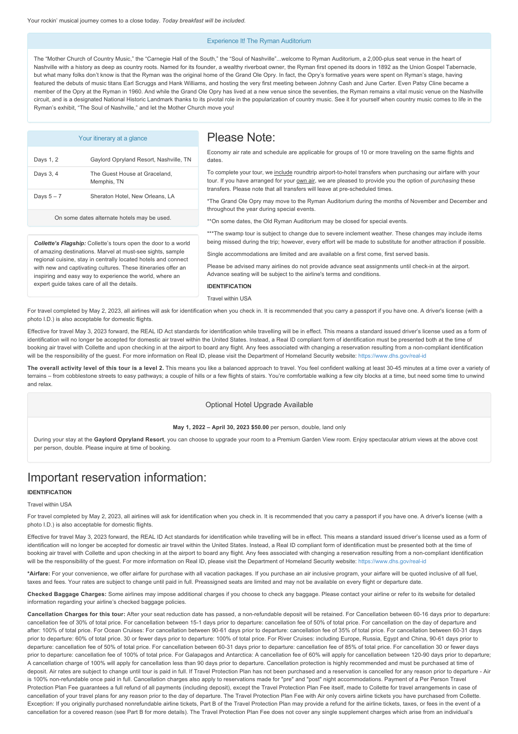Your rockin' musical journey comes to a close today. *Today breakfast will be included.*

### Experience It! The Ryman Auditorium

The "Mother Church of Country Music," the "Carnegie Hall of the South," the "Soul of Nashville"...welcome to Ryman Auditorium, a 2,000-plus seat venue in the heart of Nashville with a history as deep as country roots. Named for its founder, a wealthy riverboat owner, the Ryman first opened its doors in 1892 as the Union Gospel Tabernacle, but what many folks don't know is that the Ryman was the original home of the Grand Ole Opry. In fact, the Opry's formative years were spent on Ryman's stage, having featured the debuts of music titans Earl Scruggs and Hank Williams, and hosting the very first meeting between Johnny Cash and June Carter. Even Patsy Cline became a member of the Opry at the Ryman in 1960. And while the Grand Ole Opry has lived at a new venue since the seventies, the Ryman remains a vital music venue on the Nashville circuit, and is a designated National Historic Landmark thanks to its pivotal role in the popularization of country music. See it for yourself when country music comes to life in the Ryman's exhibit, "The Soul of Nashville," and let the Mother Church move you!

### Your itinerary at a glance

| Days | Hotel |
|---|---|
| Days 1, 2 | Gaylord Opryland Resort, Nashville, TN |
| Days 3, 4 | The Guest House at Graceland, Memphis, TN |
| Days 5 – 7 | Sheraton Hotel, New Orleans, LA |

On some dates alternate hotels may be used.

***Collette's Flagship:*** Collette's tours open the door to a world of amazing destinations. Marvel at must-see sights, sample regional cuisine, stay in centrally located hotels and connect with new and captivating cultures. These itineraries offer an inspiring and easy way to experience the world, where an expert guide takes care of all the details.

# Please Note:

Economy air rate and schedule are applicable for groups of 10 or more traveling on the same flights and dates.

To complete your tour, we include roundtrip airport-to-hotel transfers when purchasing our airfare with your tour. If you have arranged for your own air, we are pleased to provide you the option of *purchasing* these transfers. Please note that all transfers will leave at pre-scheduled times.

*The Grand Ole Opry may move to the Ryman Auditorium during the months of November and December and throughout the year during special events.

**On some dates, the Old Ryman Auditorium may be closed for special events.

***The swamp tour is subject to change due to severe inclement weather. These changes may include items being missed during the trip; however, every effort will be made to substitute for another attraction if possible.

Single accommodations are limited and are available on a first come, first served basis.

Please be advised many airlines do not provide advance seat assignments until check-in at the airport. Advance seating will be subject to the airline's terms and conditions.

**IDENTIFICATION**

Travel within USA

For travel completed by May 2, 2023, all airlines will ask for identification when you check in. It is recommended that you carry a passport if you have one. A driver's license (with a photo I.D.) is also acceptable for domestic flights.

Effective for travel May 3, 2023 forward, the REAL ID Act standards for identification while travelling will be in effect. This means a standard issued driver's license used as a form of identification will no longer be accepted for domestic air travel within the United States. Instead, a Real ID compliant form of identification must be presented both at the time of booking air travel with Collette and upon checking in at the airport to board any flight. Any fees associated with changing a reservation resulting from a non-compliant identification will be the responsibility of the guest. For more information on Real ID, please visit the Department of Homeland Security website: https://www.dhs.gov/real-id

**The overall activity level of this tour is a level 2.** This means you like a balanced approach to travel. You feel confident walking at least 30-45 minutes at a time over a variety of terrains – from cobblestone streets to easy pathways; a couple of hills or a few flights of stairs. You're comfortable walking a few city blocks at a time, but need some time to unwind and relax.

### Optional Hotel Upgrade Available

**May 1, 2022 – April 30, 2023 $50.00** per person, double, land only

During your stay at the **Gaylord Opryland Resort**, you can choose to upgrade your room to a Premium Garden View room. Enjoy spectacular atrium views at the above cost per person, double. Please inquire at time of booking.

# Important reservation information:

**IDENTIFICATION**

Travel within USA

For travel completed by May 2, 2023, all airlines will ask for identification when you check in. It is recommended that you carry a passport if you have one. A driver's license (with a photo I.D.) is also acceptable for domestic flights.

Effective for travel May 3, 2023 forward, the REAL ID Act standards for identification while travelling will be in effect. This means a standard issued driver's license used as a form of identification will no longer be accepted for domestic air travel within the United States. Instead, a Real ID compliant form of identification must be presented both at the time of booking air travel with Collette and upon checking in at the airport to board any flight. Any fees associated with changing a reservation resulting from a non-compliant identification will be the responsibility of the guest. For more information on Real ID, please visit the Department of Homeland Security website: https://www.dhs.gov/real-id

**\*Airfare:** For your convenience, we offer airfare for purchase with all vacation packages. If you purchase an air inclusive program, your airfare will be quoted inclusive of all fuel, taxes and fees. Your rates are subject to change until paid in full. Preassigned seats are limited and may not be available on every flight or departure date.

**Checked Baggage Charges:** Some airlines may impose additional charges if you choose to check any baggage. Please contact your airline or refer to its website for detailed information regarding your airline's checked baggage policies.

**Cancellation Charges for this tour:** After your seat reduction date has passed, a non-refundable deposit will be retained. For Cancellation between 60-16 days prior to departure: cancellation fee of 30% of total price. For cancellation between 15-1 days prior to departure: cancellation fee of 50% of total price. For cancellation on the day of departure and after: 100% of total price. For Ocean Cruises: For cancellation between 90-61 days prior to departure: cancellation fee of 35% of total price. For cancellation between 60-31 days prior to departure: 60% of total price. 30 or fewer days prior to departure: 100% of total price. For River Cruises: including Europe, Russia, Egypt and China, 90-61 days prior to departure: cancellation fee of 50% of total price. For cancellation between 60-31 days prior to departure: cancellation fee of 85% of total price. For cancellation 30 or fewer days prior to departure: cancellation fee of 100% of total price. For Galapagos and Antarctica: A cancellation fee of 60% will apply for cancellation between 120-90 days prior to departure; A cancellation charge of 100% will apply for cancellation less than 90 days prior to departure. Cancellation protection is highly recommended and must be purchased at time of deposit. Air rates are subject to change until tour is paid in full. If Travel Protection Plan has not been purchased and a reservation is cancelled for any reason prior to departure - Air is 100% non-refundable once paid in full. Cancellation charges also apply to reservations made for "pre" and "post" night accommodations. Payment of a Per Person Travel Protection Plan Fee guarantees a full refund of all payments (including deposit), except the Travel Protection Plan Fee itself, made to Collette for travel arrangements in case of cancellation of your travel plans for any reason prior to the day of departure. The Travel Protection Plan Fee with Air only covers airline tickets you have purchased from Collette. Exception: If you originally purchased nonrefundable airline tickets, Part B of the Travel Protection Plan may provide a refund for the airline tickets, taxes, or fees in the event of a cancellation for a covered reason (see Part B for more details). The Travel Protection Plan Fee does not cover any single supplement charges which arise from an individual's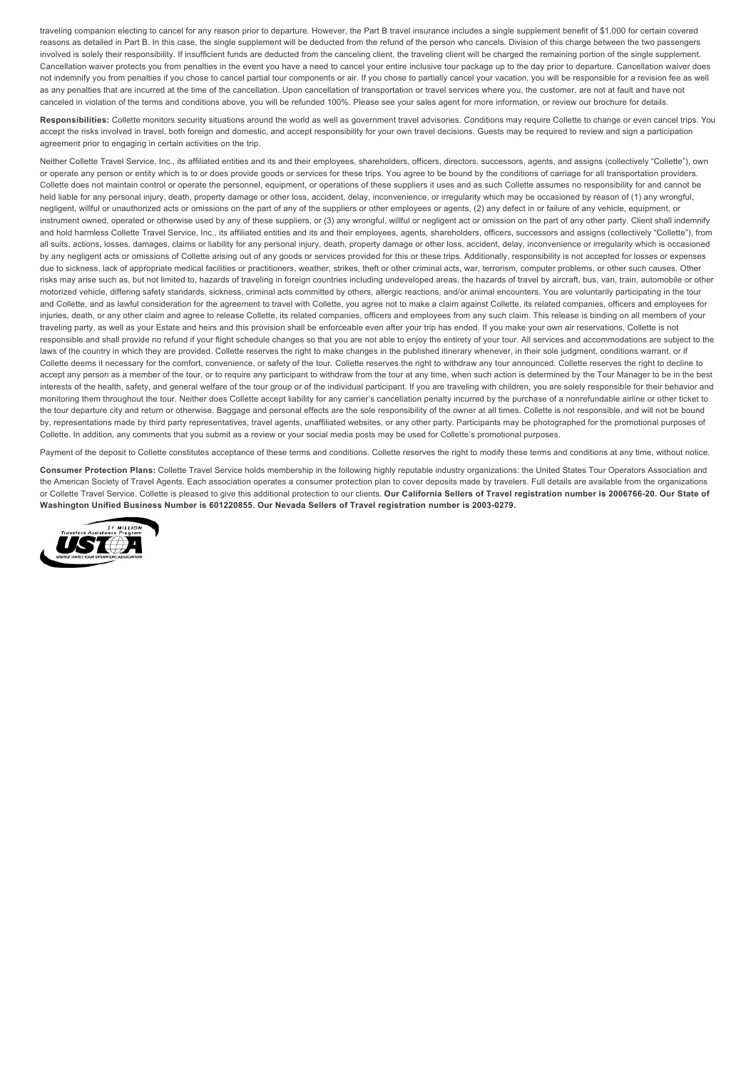traveling companion electing to cancel for any reason prior to departure. However, the Part B travel insurance includes a single supplement benefit of $1,000 for certain covered reasons as detailed in Part B. In this case, the single supplement will be deducted from the refund of the person who cancels. Division of this charge between the two passengers involved is solely their responsibility. If insufficient funds are deducted from the canceling client, the traveling client will be charged the remaining portion of the single supplement. Cancellation waiver protects you from penalties in the event you have a need to cancel your entire inclusive tour package up to the day prior to departure. Cancellation waiver does not indemnify you from penalties if you chose to cancel partial tour components or air. If you chose to partially cancel your vacation, you will be responsible for a revision fee as well as any penalties that are incurred at the time of the cancellation. Upon cancellation of transportation or travel services where you, the customer, are not at fault and have not canceled in violation of the terms and conditions above, you will be refunded 100%. Please see your sales agent for more information, or review our brochure for details.

**Responsibilities:** Collette monitors security situations around the world as well as government travel advisories. Conditions may require Collette to change or even cancel trips. You accept the risks involved in travel, both foreign and domestic, and accept responsibility for your own travel decisions. Guests may be required to review and sign a participation agreement prior to engaging in certain activities on the trip.

Neither Collette Travel Service, Inc., its affiliated entities and its and their employees, shareholders, officers, directors, successors, agents, and assigns (collectively "Collette"), own or operate any person or entity which is to or does provide goods or services for these trips. You agree to be bound by the conditions of carriage for all transportation providers. Collette does not maintain control or operate the personnel, equipment, or operations of these suppliers it uses and as such Collette assumes no responsibility for and cannot be held liable for any personal injury, death, property damage or other loss, accident, delay, inconvenience, or irregularity which may be occasioned by reason of (1) any wrongful, negligent, willful or unauthorized acts or omissions on the part of any of the suppliers or other employees or agents, (2) any defect in or failure of any vehicle, equipment, or instrument owned, operated or otherwise used by any of these suppliers, or (3) any wrongful, willful or negligent act or omission on the part of any other party. Client shall indemnify and hold harmless Collette Travel Service, Inc., its affiliated entities and its and their employees, agents, shareholders, officers, successors and assigns (collectively "Collette"), from all suits, actions, losses, damages, claims or liability for any personal injury, death, property damage or other loss, accident, delay, inconvenience or irregularity which is occasioned by any negligent acts or omissions of Collette arising out of any goods or services provided for this or these trips. Additionally, responsibility is not accepted for losses or expenses due to sickness, lack of appropriate medical facilities or practitioners, weather, strikes, theft or other criminal acts, war, terrorism, computer problems, or other such causes. Other risks may arise such as, but not limited to, hazards of traveling in foreign countries including undeveloped areas, the hazards of travel by aircraft, bus, van, train, automobile or other motorized vehicle, differing safety standards, sickness, criminal acts committed by others, allergic reactions, and/or animal encounters. You are voluntarily participating in the tour and Collette, and as lawful consideration for the agreement to travel with Collette, you agree not to make a claim against Collette, its related companies, officers and employees for injuries, death, or any other claim and agree to release Collette, its related companies, officers and employees from any such claim. This release is binding on all members of your traveling party, as well as your Estate and heirs and this provision shall be enforceable even after your trip has ended. If you make your own air reservations, Collette is not responsible and shall provide no refund if your flight schedule changes so that you are not able to enjoy the entirety of your tour. All services and accommodations are subject to the laws of the country in which they are provided. Collette reserves the right to make changes in the published itinerary whenever, in their sole judgment, conditions warrant, or if Collette deems it necessary for the comfort, convenience, or safety of the tour. Collette reserves the right to withdraw any tour announced. Collette reserves the right to decline to accept any person as a member of the tour, or to require any participant to withdraw from the tour at any time, when such action is determined by the Tour Manager to be in the best interests of the health, safety, and general welfare of the tour group or of the individual participant. If you are traveling with children, you are solely responsible for their behavior and monitoring them throughout the tour. Neither does Collette accept liability for any carrier's cancellation penalty incurred by the purchase of a nonrefundable airline or other ticket to the tour departure city and return or otherwise. Baggage and personal effects are the sole responsibility of the owner at all times. Collette is not responsible, and will not be bound by, representations made by third party representatives, travel agents, unaffiliated websites, or any other party. Participants may be photographed for the promotional purposes of Collette. In addition, any comments that you submit as a review or your social media posts may be used for Collette's promotional purposes.

Payment of the deposit to Collette constitutes acceptance of these terms and conditions. Collette reserves the right to modify these terms and conditions at any time, without notice.

**Consumer Protection Plans:** Collette Travel Service holds membership in the following highly reputable industry organizations: the United States Tour Operators Association and the American Society of Travel Agents. Each association operates a consumer protection plan to cover deposits made by travelers. Full details are available from the organizations or Collette Travel Service. Collette is pleased to give this additional protection to our clients. **Our California Sellers of Travel registration number is 2006766-20. Our State of Washington Unified Business Number is 601220855. Our Nevada Sellers of Travel registration number is 2003-0279.**

$1 MILLION Travelers Assistance Program USTOA UNITED STATES TOUR OPERATORS ASSOCIATION